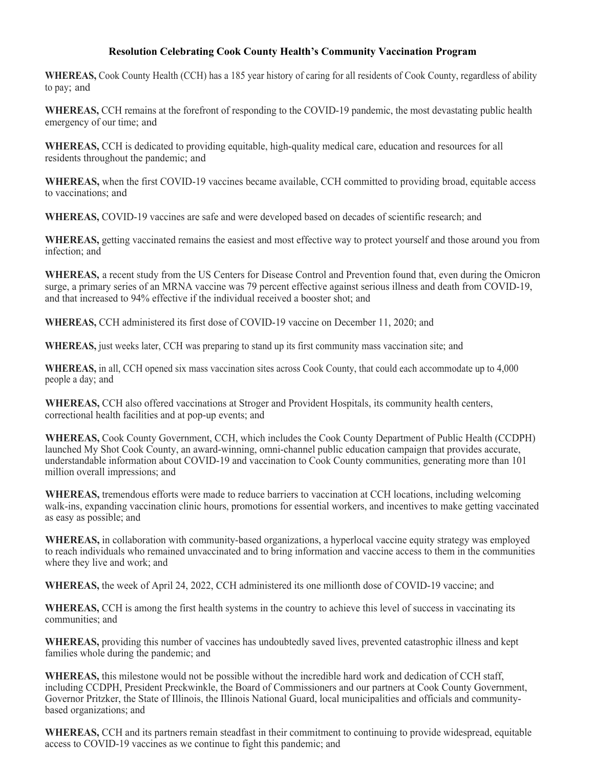**Resolution Celebrating Cook County Health's Community Vaccination Program**

**WHEREAS,** Cook County Health (CCH) has a 185 year history of caring for all residents of Cook County, regardless of ability to pay; and

**WHEREAS,** CCH remains at the forefront of responding to the COVID-19 pandemic, the most devastating public health emergency of our time; and

**WHEREAS,** CCH is dedicated to providing equitable, high-quality medical care, education and resources for all residents throughout the pandemic; and

**WHEREAS,** when the first COVID-19 vaccines became available, CCH committed to providing broad, equitable access to vaccinations; and

**WHEREAS,** COVID-19 vaccines are safe and were developed based on decades of scientific research; and

**WHEREAS,** getting vaccinated remains the easiest and most effective way to protect yourself and those around you from infection; and

**WHEREAS,** a recent study from the US Centers for Disease Control and Prevention found that, even during the Omicron surge, a primary series of an MRNA vaccine was 79 percent effective against serious illness and death from COVID-19, and that increased to 94% effective if the individual received a booster shot; and

**WHEREAS,** CCH administered its first dose of COVID-19 vaccine on December 11, 2020; and

**WHEREAS,** just weeks later, CCH was preparing to stand up its first community mass vaccination site; and

**WHEREAS,** in all, CCH opened six mass vaccination sites across Cook County, that could each accommodate up to 4,000 people a day; and

**WHEREAS,** CCH also offered vaccinations at Stroger and Provident Hospitals, its community health centers, correctional health facilities and at pop-up events; and

**WHEREAS,** Cook County Government, CCH, which includes the Cook County Department of Public Health (CCDPH) launched My Shot Cook County, an award-winning, omni-channel public education campaign that provides accurate, understandable information about COVID-19 and vaccination to Cook County communities, generating more than 101 million overall impressions; and

**WHEREAS,** tremendous efforts were made to reduce barriers to vaccination at CCH locations, including welcoming walk-ins, expanding vaccination clinic hours, promotions for essential workers, and incentives to make getting vaccinated as easy as possible; and

**WHEREAS,** in collaboration with community-based organizations, a hyperlocal vaccine equity strategy was employed to reach individuals who remained unvaccinated and to bring information and vaccine access to them in the communities where they live and work; and

**WHEREAS,** the week of April 24, 2022, CCH administered its one millionth dose of COVID-19 vaccine; and

**WHEREAS,** CCH is among the first health systems in the country to achieve this level of success in vaccinating its communities; and

**WHEREAS,** providing this number of vaccines has undoubtedly saved lives, prevented catastrophic illness and kept families whole during the pandemic; and

**WHEREAS,** this milestone would not be possible without the incredible hard work and dedication of CCH staff, including CCDPH, President Preckwinkle, the Board of Commissioners and our partners at Cook County Government, Governor Pritzker, the State of Illinois, the Illinois National Guard, local municipalities and officials and community-based organizations; and

**WHEREAS,** CCH and its partners remain steadfast in their commitment to continuing to provide widespread, equitable access to COVID-19 vaccines as we continue to fight this pandemic; and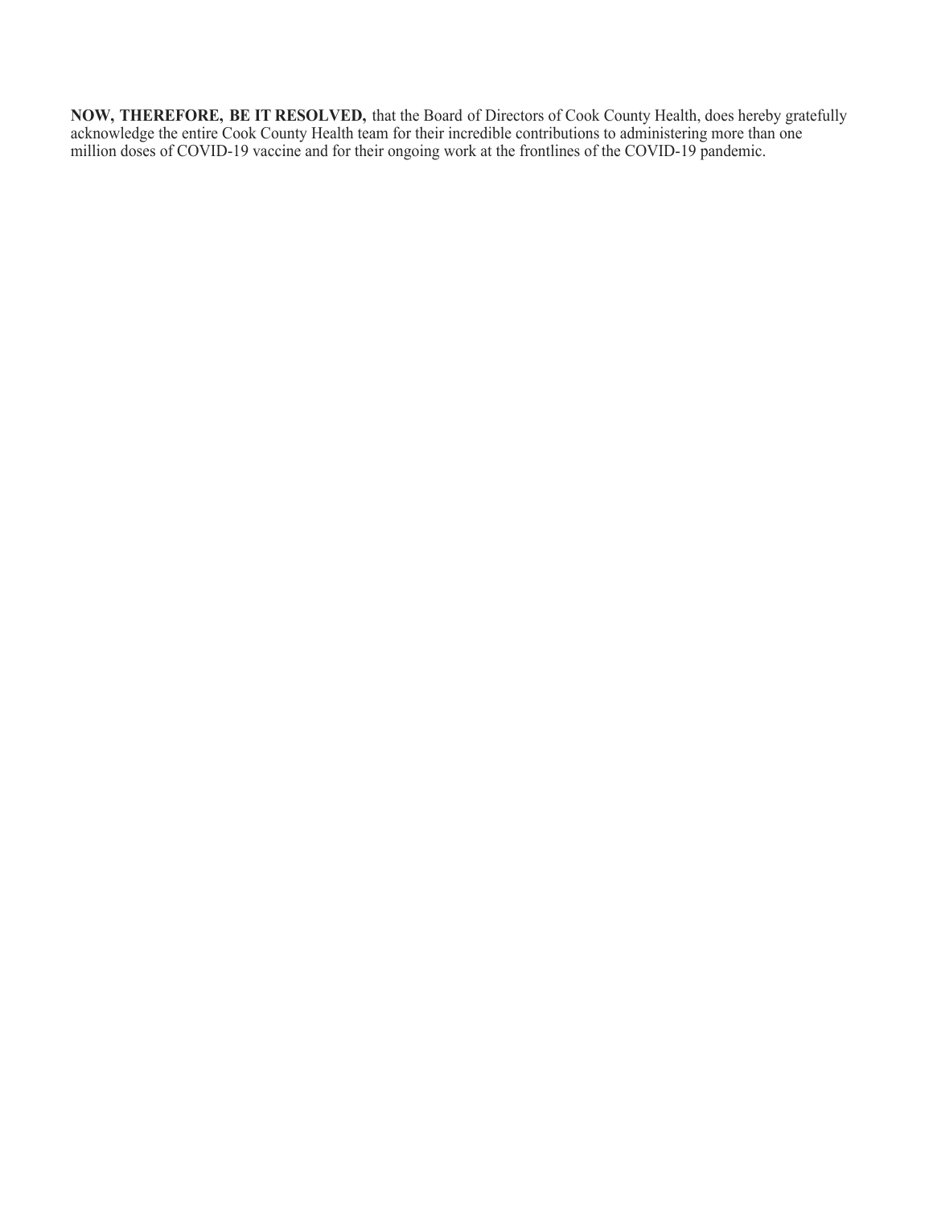**NOW, THEREFORE, BE IT RESOLVED,** that the Board of Directors of Cook County Health, does hereby gratefully acknowledge the entire Cook County Health team for their incredible contributions to administering more than one million doses of COVID-19 vaccine and for their ongoing work at the frontlines of the COVID-19 pandemic.